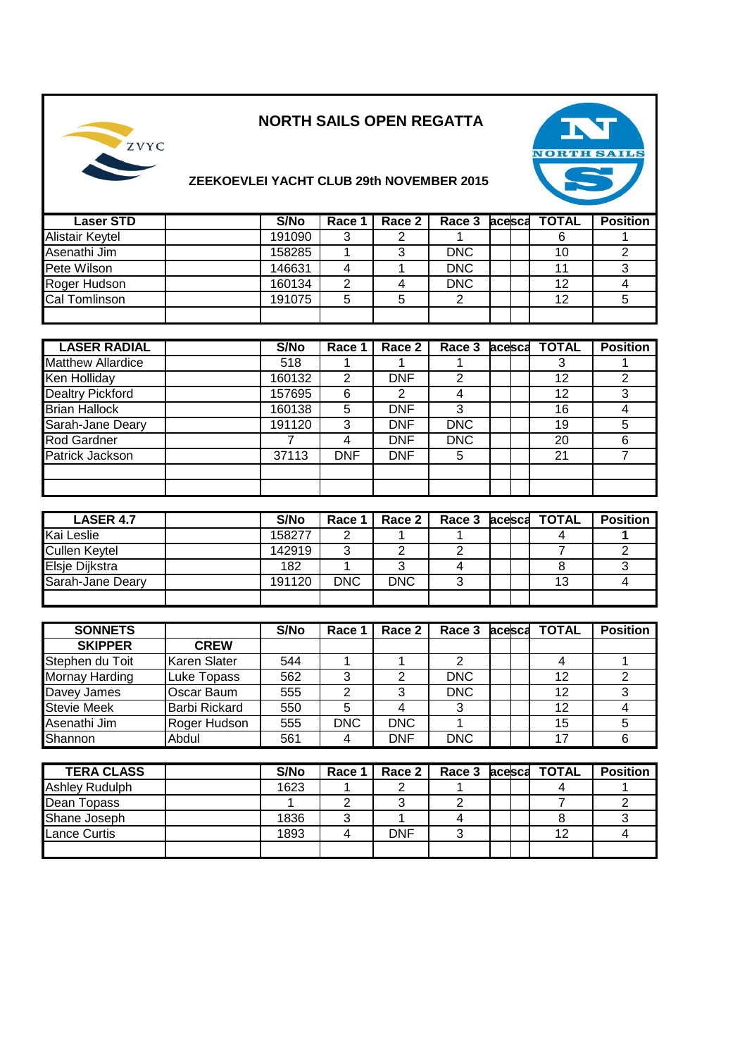# NORTH SAILS OPEN REGATTA

ZVYC

NORTH SAILS

## ZEEKOEVLEI YACHT CLUB 29th NOVEMBER 2015

| Laser STD | | S/No | Race 1 | Race 2 | Race 3 | acesca | | TOTAL | Position |
|---|---|---|---|---|---|---|---|---|---|
| Alistair Keytel | | 191090 | 3 | 2 | 1 | | | 6 | 1 |
| Asenathi Jim | | 158285 | 1 | 3 | DNC | | | 10 | 2 |
| Pete Wilson | | 146631 | 4 | 1 | DNC | | | 11 | 3 |
| Roger Hudson | | 160134 | 2 | 4 | DNC | | | 12 | 4 |
| Cal Tomlinson | | 191075 | 5 | 5 | 2 | | | 12 | 5 |
| | | | | | | | | | |

| LASER RADIAL | | S/No | Race 1 | Race 2 | Race 3 | acesca | | TOTAL | Position |
|---|---|---|---|---|---|---|---|---|---|
| Matthew Allardice | | 518 | 1 | 1 | 1 | | | 3 | 1 |
| Ken Holliday | | 160132 | 2 | DNF | 2 | | | 12 | 2 |
| Dealtry Pickford | | 157695 | 6 | 2 | 4 | | | 12 | 3 |
| Brian Hallock | | 160138 | 5 | DNF | 3 | | | 16 | 4 |
| Sarah-Jane Deary | | 191120 | 3 | DNF | DNC | | | 19 | 5 |
| Rod Gardner | | 7 | 4 | DNF | DNC | | | 20 | 6 |
| Patrick Jackson | | 37113 | DNF | DNF | 5 | | | 21 | 7 |
| | | | | | | | | | |
| | | | | | | | | | |

| LASER 4.7 | | S/No | Race 1 | Race 2 | Race 3 | acesca | | TOTAL | Position |
|---|---|---|---|---|---|---|---|---|---|
| Kai Leslie | | 158277 | 2 | 1 | 1 | | | 4 | **1** |
| Cullen Keytel | | 142919 | 3 | 2 | 2 | | | 7 | 2 |
| Elsje Dijkstra | | 182 | 1 | 3 | 4 | | | 8 | 3 |
| Sarah-Jane Deary | | 191120 | DNC | DNC | 3 | | | 13 | 4 |
| | | | | | | | | | |

| SONNETS | | S/No | Race 1 | Race 2 | Race 3 | acesca | | TOTAL | Position |
|---|---|---|---|---|---|---|---|---|---|
| **SKIPPER** | **CREW** | | | | | | | | |
| Stephen du Toit | Karen Slater | 544 | 1 | 1 | 2 | | | 4 | 1 |
| Mornay Harding | Luke Topass | 562 | 3 | 2 | DNC | | | 12 | 2 |
| Davey James | Oscar Baum | 555 | 2 | 3 | DNC | | | 12 | 3 |
| Stevie Meek | Barbi Rickard | 550 | 5 | 4 | 3 | | | 12 | 4 |
| Asenathi Jim | Roger Hudson | 555 | DNC | DNC | 1 | | | 15 | 5 |
| Shannon | Abdul | 561 | 4 | DNF | DNC | | | 17 | 6 |

| TERA CLASS | | S/No | Race 1 | Race 2 | Race 3 | acesca | | TOTAL | Position |
|---|---|---|---|---|---|---|---|---|---|
| Ashley Rudulph | | 1623 | 1 | 2 | 1 | | | 4 | 1 |
| Dean Topass | | 1 | 2 | 3 | 2 | | | 7 | 2 |
| Shane Joseph | | 1836 | 3 | 1 | 4 | | | 8 | 3 |
| Lance Curtis | | 1893 | 4 | DNF | 3 | | | 12 | 4 |
| | | | | | | | | | |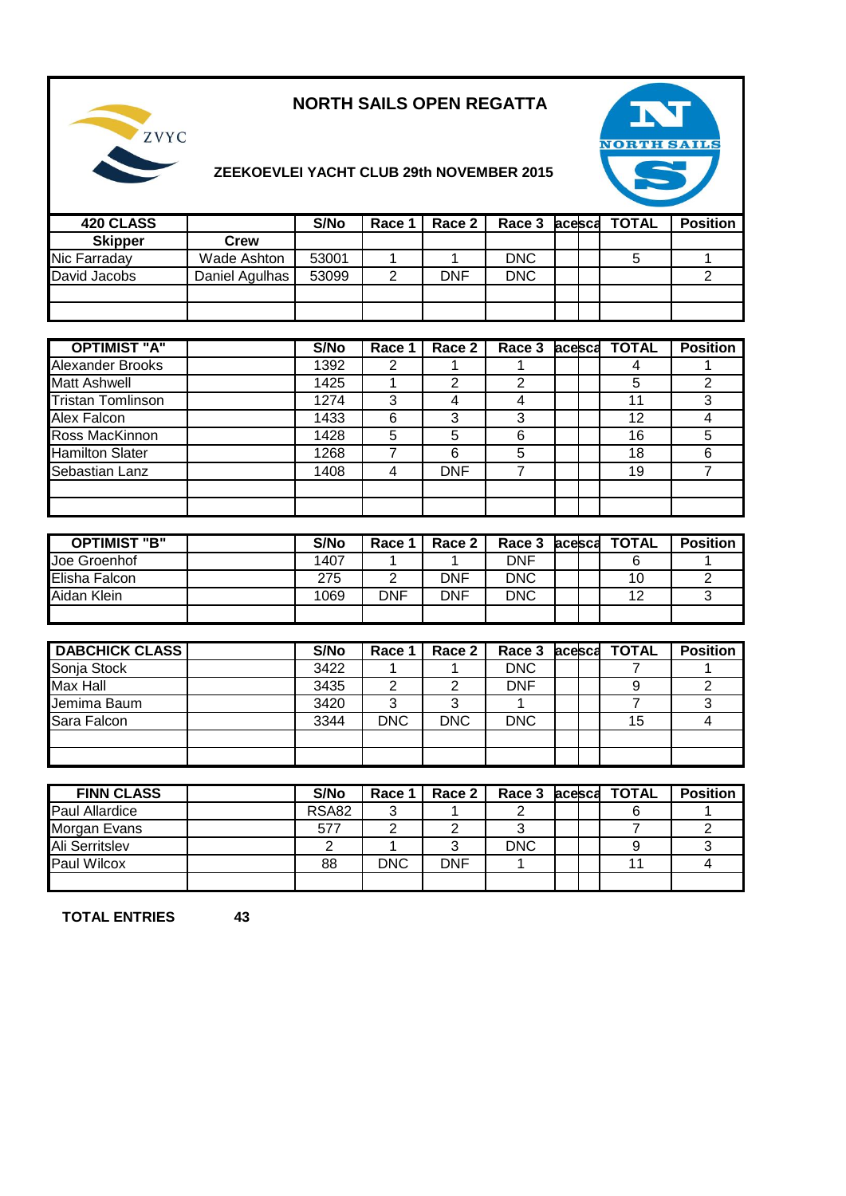# NORTH SAILS OPEN REGATTA

ZVYC

NORTH SAILS

## ZEEKOEVLEI YACHT CLUB 29th NOVEMBER 2015

| 420 CLASS | | S/No | Race 1 | Race 2 | Race 3 | acesca | | TOTAL | Position |
|---|---|---|---|---|---|---|---|---|---|
| Skipper | Crew | | | | | | | | |
| Nic Farraday | Wade Ashton | 53001 | 1 | 1 | DNC | | | 5 | 1 |
| David Jacobs | Daniel Agulhas | 53099 | 2 | DNF | DNC | | | | 2 |
| | | | | | | | | | |
| | | | | | | | | | |

| OPTIMIST "A" | | S/No | Race 1 | Race 2 | Race 3 | acesca | | TOTAL | Position |
|---|---|---|---|---|---|---|---|---|---|
| Alexander Brooks | | 1392 | 2 | 1 | 1 | | | 4 | 1 |
| Matt Ashwell | | 1425 | 1 | 2 | 2 | | | 5 | 2 |
| Tristan Tomlinson | | 1274 | 3 | 4 | 4 | | | 11 | 3 |
| Alex Falcon | | 1433 | 6 | 3 | 3 | | | 12 | 4 |
| Ross MacKinnon | | 1428 | 5 | 5 | 6 | | | 16 | 5 |
| Hamilton Slater | | 1268 | 7 | 6 | 5 | | | 18 | 6 |
| Sebastian Lanz | | 1408 | 4 | DNF | 7 | | | 19 | 7 |
| | | | | | | | | | |
| | | | | | | | | | |

| OPTIMIST "B" | | S/No | Race 1 | Race 2 | Race 3 | acesca | | TOTAL | Position |
|---|---|---|---|---|---|---|---|---|---|
| Joe Groenhof | | 1407 | 1 | 1 | DNF | | | 6 | 1 |
| Elisha Falcon | | 275 | 2 | DNF | DNC | | | 10 | 2 |
| Aidan Klein | | 1069 | DNF | DNF | DNC | | | 12 | 3 |
| | | | | | | | | | |

| DABCHICK CLASS | | S/No | Race 1 | Race 2 | Race 3 | acesca | | TOTAL | Position |
|---|---|---|---|---|---|---|---|---|---|
| Sonja Stock | | 3422 | 1 | 1 | DNC | | | 7 | 1 |
| Max Hall | | 3435 | 2 | 2 | DNF | | | 9 | 2 |
| Jemima Baum | | 3420 | 3 | 3 | 1 | | | 7 | 3 |
| Sara Falcon | | 3344 | DNC | DNC | DNC | | | 15 | 4 |
| | | | | | | | | | |
| | | | | | | | | | |

| FINN CLASS | | S/No | Race 1 | Race 2 | Race 3 | acesca | | TOTAL | Position |
|---|---|---|---|---|---|---|---|---|---|
| Paul Allardice | | RSA82 | 3 | 1 | 2 | | | 6 | 1 |
| Morgan Evans | | 577 | 2 | 2 | 3 | | | 7 | 2 |
| Ali Serritslev | | 2 | 1 | 3 | DNC | | | 9 | 3 |
| Paul Wilcox | | 88 | DNC | DNF | 1 | | | 11 | 4 |
| | | | | | | | | | |

**TOTAL ENTRIES** **43**